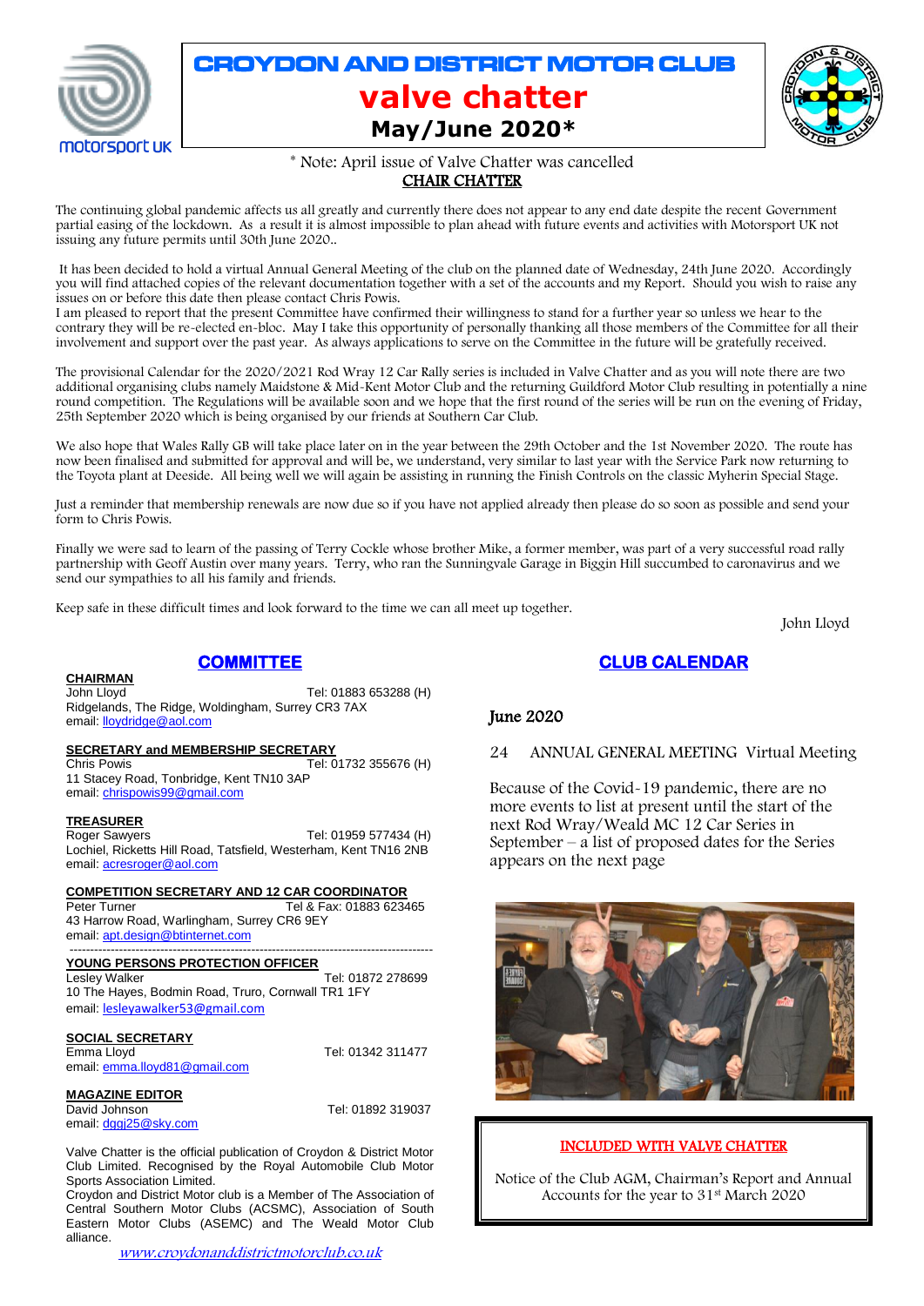# CROYDON AND DISTRICT MOTOR CLUB

# valve chatter

## May/June 2020*

* Note: April issue of Valve Chatter was cancelled

## CHAIR CHATTER

The continuing global pandemic affects us all greatly and currently there does not appear to any end date despite the recent Government partial easing of the lockdown. As a result it is almost impossible to plan ahead with future events and activities with Motorsport UK not issuing any future permits until 30th June 2020..

It has been decided to hold a virtual Annual General Meeting of the club on the planned date of Wednesday, 24th June 2020. Accordingly you will find attached copies of the relevant documentation together with a set of the accounts and my Report. Should you wish to raise any issues on or before this date then please contact Chris Powis.

I am pleased to report that the present Committee have confirmed their willingness to stand for a further year so unless we hear to the contrary they will be re-elected en-bloc. May I take this opportunity of personally thanking all those members of the Committee for all their involvement and support over the past year. As always applications to serve on the Committee in the future will be gratefully received.

The provisional Calendar for the 2020/2021 Rod Wray 12 Car Rally series is included in Valve Chatter and as you will note there are two additional organising clubs namely Maidstone & Mid-Kent Motor Club and the returning Guildford Motor Club resulting in potentially a nine round competition. The Regulations will be available soon and we hope that the first round of the series will be run on the evening of Friday, 25th September 2020 which is being organised by our friends at Southern Car Club.

We also hope that Wales Rally GB will take place later on in the year between the 29th October and the 1st November 2020. The route has now been finalised and submitted for approval and will be, we understand, very similar to last year with the Service Park now returning to the Toyota plant at Deeside. All being well we will again be assisting in running the Finish Controls on the classic Myherin Special Stage.

Just a reminder that membership renewals are now due so if you have not applied already then please do so soon as possible and send your form to Chris Powis.

Finally we were sad to learn of the passing of Terry Cockle whose brother Mike, a former member, was part of a very successful road rally partnership with Geoff Austin over many years. Terry, who ran the Sunningvale Garage in Biggin Hill succumbed to caronavirus and we send our sympathies to all his family and friends.

Keep safe in these difficult times and look forward to the time we can all meet up together.

John Lloyd

## COMMITTEE

**CHAIRMAN**
John Lloyd — Tel: 01883 653288 (H)
Ridgelands, The Ridge, Woldingham, Surrey CR3 7AX
email: lloydridge@aol.com

**SECRETARY and MEMBERSHIP SECRETARY**
Chris Powis — Tel: 01732 355676 (H)
11 Stacey Road, Tonbridge, Kent TN10 3AP
email: chrispowis99@gmail.com

**TREASURER**
Roger Sawyers — Tel: 01959 577434 (H)
Lochiel, Ricketts Hill Road, Tatsfield, Westerham, Kent TN16 2NB
email: acresroger@aol.com

**COMPETITION SECRETARY AND 12 CAR COORDINATOR**
Peter Turner — Tel & Fax: 01883 623465
43 Harrow Road, Warlingham, Surrey CR6 9EY
email: apt.design@btinternet.com

---

**YOUNG PERSONS PROTECTION OFFICER**
Lesley Walker — Tel: 01872 278699
10 The Hayes, Bodmin Road, Truro, Cornwall TR1 1FY
email: lesleyawalker53@gmail.com

**SOCIAL SECRETARY**
Emma Lloyd — Tel: 01342 311477
email: emma.lloyd81@gmail.com

**MAGAZINE EDITOR**
David Johnson — Tel: 01892 319037
email: dggj25@sky.com

Valve Chatter is the official publication of Croydon & District Motor Club Limited. Recognised by the Royal Automobile Club Motor Sports Association Limited.
Croydon and District Motor club is a Member of The Association of Central Southern Motor Clubs (ACSMC), Association of South Eastern Motor Clubs (ASEMC) and The Weald Motor Club alliance.

*www.croydonanddistrictmotorclub.co.uk*

## CLUB CALENDAR

### June 2020

24 ANNUAL GENERAL MEETING Virtual Meeting

Because of the Covid-19 pandemic, there are no more events to list at present until the start of the next Rod Wray/Weald MC 12 Car Series in September – a list of proposed dates for the Series appears on the next page

**INCLUDED WITH VALVE CHATTER**

Notice of the Club AGM, Chairman's Report and Annual Accounts for the year to 31st March 2020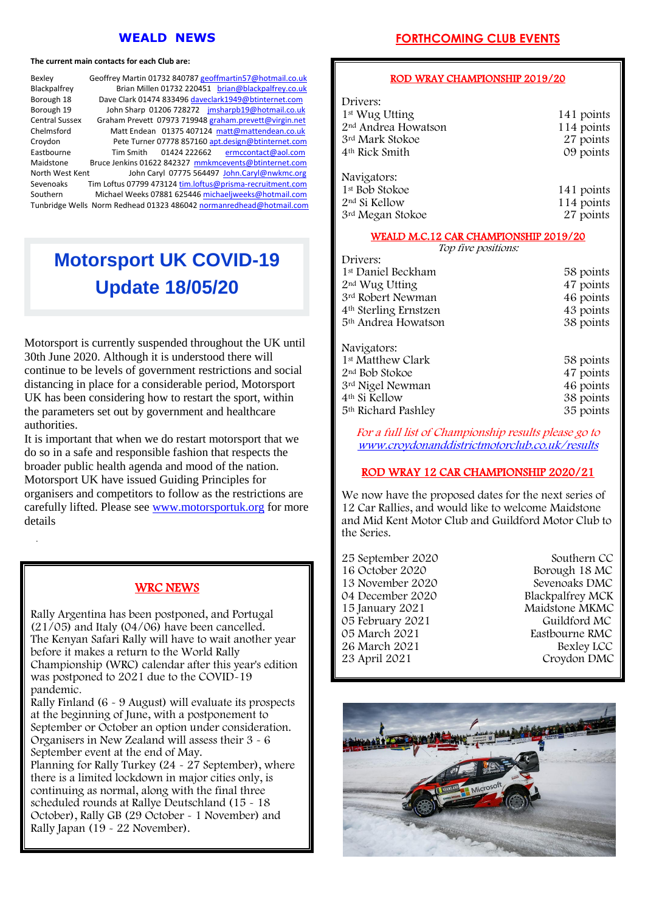## WEALD NEWS

**The current main contacts for each Club are:**

| | |
|---|---|
| Bexley | Geoffrey Martin 01732 840787 geoffmartin57@hotmail.co.uk |
| Blackpalfrey | Brian Millen 01732 220451 brian@blackpalfrey.co.uk |
| Borough 18 | Dave Clark 01474 833496 daveclark1949@btinternet.com |
| Borough 19 | John Sharp 01206 728272 jmsharpb19@hotmail.co.uk |
| Central Sussex | Graham Prevett 07973 719948 graham.prevett@virgin.net |
| Chelmsford | Matt Endean 01375 407124 matt@mattendean.co.uk |
| Croydon | Pete Turner 07778 857160 apt.design@btinternet.com |
| Eastbourne | Tim Smith 01424 222662 ermccontact@aol.com |
| Maidstone | Bruce Jenkins 01622 842327 mmkmcevents@btinternet.com |
| North West Kent | John Caryl 07775 564497 John.Caryl@nwkmc.org |
| Sevenoaks | Tim Loftus 07799 473124 tim.loftus@prisma-recruitment.com |
| Southern | Michael Weeks 07881 625446 michaeljweeks@hotmail.com |
| Tunbridge Wells | Norm Redhead 01323 486042 normanredhead@hotmail.com |

## Motorsport UK COVID-19 Update 18/05/20

Motorsport is currently suspended throughout the UK until 30th June 2020. Although it is understood there will continue to be levels of government restrictions and social distancing in place for a considerable period, Motorsport UK has been considering how to restart the sport, within the parameters set out by government and healthcare authorities.

It is important that when we do restart motorsport that we do so in a safe and responsible fashion that respects the broader public health agenda and mood of the nation. Motorsport UK have issued Guiding Principles for organisers and competitors to follow as the restrictions are carefully lifted. Please see www.motorsportuk.org for more details

### WRC NEWS

Rally Argentina has been postponed, and Portugal (21/05) and Italy (04/06) have been cancelled.

The Kenyan Safari Rally will have to wait another year before it makes a return to the World Rally Championship (WRC) calendar after this year's edition was postponed to 2021 due to the COVID-19 pandemic.

Rally Finland (6 - 9 August) will evaluate its prospects at the beginning of June, with a postponement to September or October an option under consideration.

Organisers in New Zealand will assess their 3 - 6 September event at the end of May.

Planning for Rally Turkey (24 - 27 September), where there is a limited lockdown in major cities only, is continuing as normal, along with the final three scheduled rounds at Rallye Deutschland (15 - 18 October), Rally GB (29 October - 1 November) and Rally Japan (19 - 22 November).

## FORTHCOMING CLUB EVENTS

### ROD WRAY CHAMPIONSHIP 2019/20

Drivers:

| | |
|---|---|
| 1st Wug Utting | 141 points |
| 2nd Andrea Howatson | 114 points |
| 3rd Mark Stokoe | 27 points |
| 4th Rick Smith | 09 points |

Navigators:

| | |
|---|---|
| 1st Bob Stokoe | 141 points |
| 2nd Si Kellow | 114 points |
| 3rd Megan Stokoe | 27 points |

### WEALD M.C.12 CAR CHAMPIONSHIP 2019/20

*Top five positions:*

Drivers:

| | |
|---|---|
| 1st Daniel Beckham | 58 points |
| 2nd Wug Utting | 47 points |
| 3rd Robert Newman | 46 points |
| 4th Sterling Ernstzen | 43 points |
| 5th Andrea Howatson | 38 points |

Navigators:

| | |
|---|---|
| 1st Matthew Clark | 58 points |
| 2nd Bob Stokoe | 47 points |
| 3rd Nigel Newman | 46 points |
| 4th Si Kellow | 38 points |
| 5th Richard Pashley | 35 points |

*For a full list of Championship results please go to www.croydonanddistrictmotorclub.co.uk/results*

### ROD WRAY 12 CAR CHAMPIONSHIP 2020/21

We now have the proposed dates for the next series of 12 Car Rallies, and would like to welcome Maidstone and Mid Kent Motor Club and Guildford Motor Club to the Series.

| | |
|---|---|
| 25 September 2020 | Southern CC |
| 16 October 2020 | Borough 18 MC |
| 13 November 2020 | Sevenoaks DMC |
| 04 December 2020 | Blackpalfrey MCK |
| 15 January 2021 | Maidstone MKMC |
| 05 February 2021 | Guildford MC |
| 05 March 2021 | Eastbourne RMC |
| 26 March 2021 | Bexley LCC |
| 23 April 2021 | Croydon DMC |